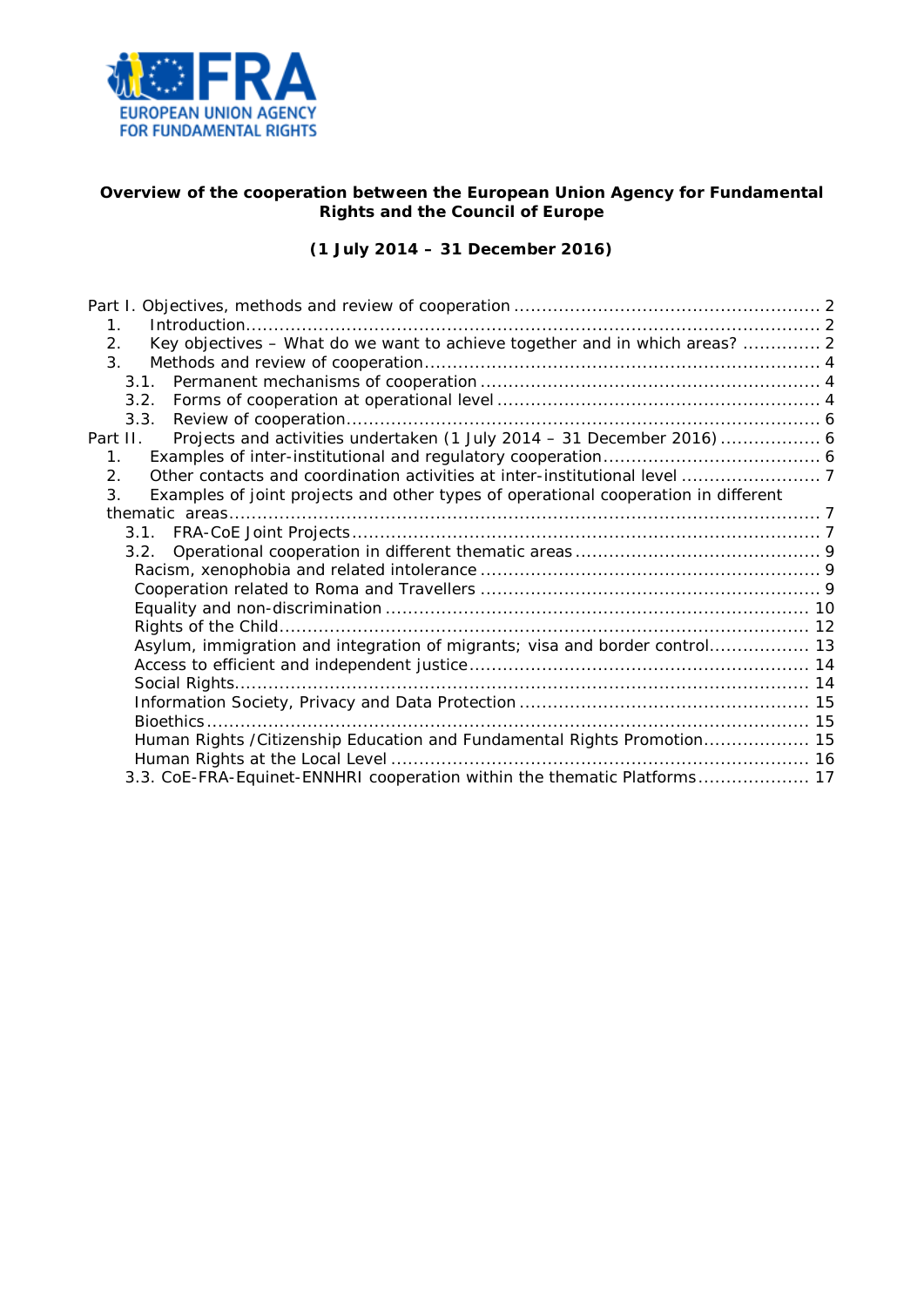EUROPEAN UNION AGENCY FOR FUNDAMENTAL RIGHTS

**Overview of the cooperation between the European Union Agency for Fundamental Rights and the Council of Europe**

**(1 July 2014 – 31 December 2016)**

Part I. Objectives, methods and review of cooperation ..... 2
1. Introduction ..... 2
2. Key objectives – What do we want to achieve together and in which areas? ..... 2
3. Methods and review of cooperation ..... 4
   3.1. Permanent mechanisms of cooperation ..... 4
   3.2. Forms of cooperation at operational level ..... 4
   3.3. Review of cooperation ..... 6

Part II. Projects and activities undertaken (1 July 2014 – 31 December 2016) ..... 6
1. Examples of inter-institutional and regulatory cooperation ..... 6
2. Other contacts and coordination activities at inter-institutional level ..... 7
3. Examples of joint projects and other types of operational cooperation in different thematic areas ..... 7
   3.1. FRA-CoE Joint Projects ..... 7
   3.2. Operational cooperation in different thematic areas ..... 9
      Racism, xenophobia and related intolerance ..... 9
      Cooperation related to Roma and Travellers ..... 9
      Equality and non-discrimination ..... 10
      Rights of the Child ..... 12
      Asylum, immigration and integration of migrants; visa and border control ..... 13
      Access to efficient and independent justice ..... 14
      Social Rights ..... 14
      Information Society, Privacy and Data Protection ..... 15
      Bioethics ..... 15
      Human Rights /Citizenship Education and Fundamental Rights Promotion ..... 15
      Human Rights at the Local Level ..... 16
   3.3. CoE-FRA-Equinet-ENNHRI cooperation within the thematic Platforms ..... 17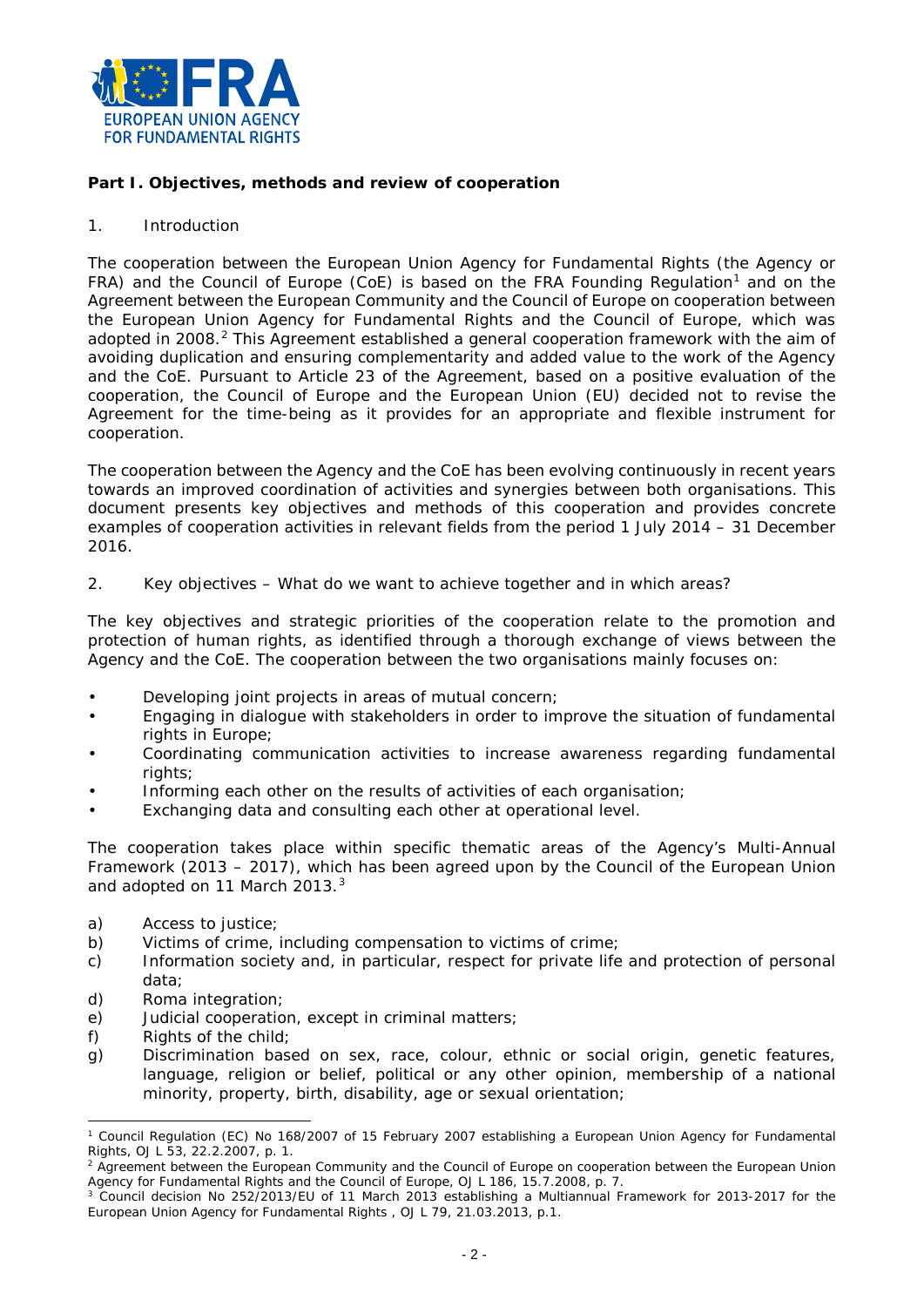**Part I. Objectives, methods and review of cooperation**

1. Introduction

The cooperation between the European Union Agency for Fundamental Rights (the Agency or FRA) and the Council of Europe (CoE) is based on the FRA Founding Regulation[1] and on the Agreement between the European Community and the Council of Europe on cooperation between the European Union Agency for Fundamental Rights and the Council of Europe, which was adopted in 2008.[2] This Agreement established a general cooperation framework with the aim of avoiding duplication and ensuring complementarity and added value to the work of the Agency and the CoE. Pursuant to Article 23 of the Agreement, based on a positive evaluation of the cooperation, the Council of Europe and the European Union (EU) decided not to revise the Agreement for the time-being as it provides for an appropriate and flexible instrument for cooperation.

The cooperation between the Agency and the CoE has been evolving continuously in recent years towards an improved coordination of activities and synergies between both organisations. This document presents key objectives and methods of this cooperation and provides concrete examples of cooperation activities in relevant fields from the period 1 July 2014 – 31 December 2016.

2. Key objectives – What do we want to achieve together and in which areas?

The key objectives and strategic priorities of the cooperation relate to the promotion and protection of human rights, as identified through a thorough exchange of views between the Agency and the CoE. The cooperation between the two organisations mainly focuses on:

- Developing joint projects in areas of mutual concern;
- Engaging in dialogue with stakeholders in order to improve the situation of fundamental rights in Europe;
- Coordinating communication activities to increase awareness regarding fundamental rights;
- Informing each other on the results of activities of each organisation;
- Exchanging data and consulting each other at operational level.

The cooperation takes place within specific thematic areas of the Agency's Multi-Annual Framework (2013 – 2017), which has been agreed upon by the Council of the European Union and adopted on 11 March 2013.[3]

a) Access to justice;
b) Victims of crime, including compensation to victims of crime;
c) Information society and, in particular, respect for private life and protection of personal data;
d) Roma integration;
e) Judicial cooperation, except in criminal matters;
f) Rights of the child;
g) Discrimination based on sex, race, colour, ethnic or social origin, genetic features, language, religion or belief, political or any other opinion, membership of a national minority, property, birth, disability, age or sexual orientation;

---

[1] Council Regulation (EC) No 168/2007 of 15 February 2007 establishing a European Union Agency for Fundamental Rights, OJ L 53, 22.2.2007, p. 1.

[2] Agreement between the European Community and the Council of Europe on cooperation between the European Union Agency for Fundamental Rights and the Council of Europe, OJ L 186, 15.7.2008, p. 7.

[3] Council decision No 252/2013/EU of 11 March 2013 establishing a Multiannual Framework for 2013-2017 for the European Union Agency for Fundamental Rights , OJ L 79, 21.03.2013, p.1.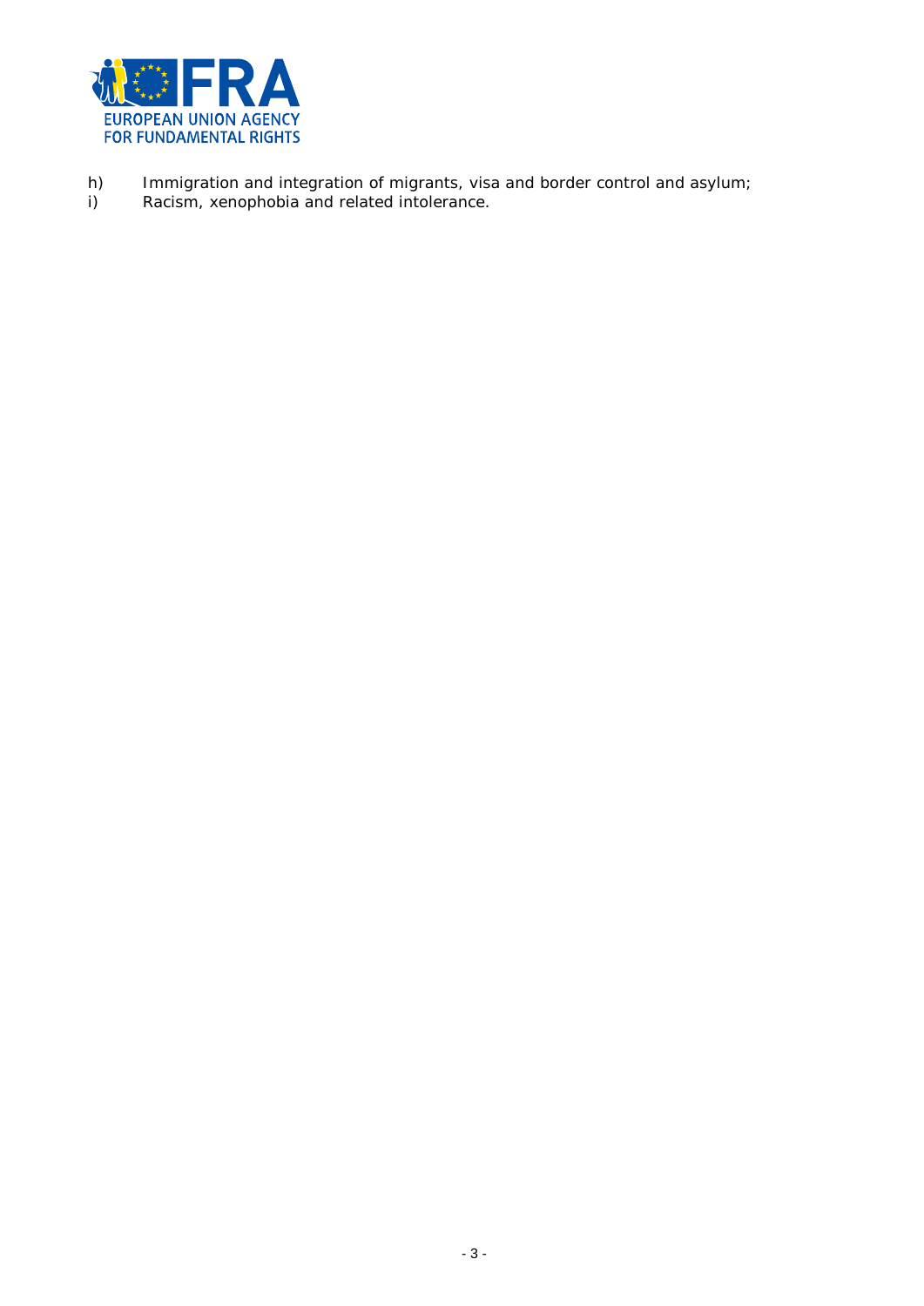h) Immigration and integration of migrants, visa and border control and asylum;
i) Racism, xenophobia and related intolerance.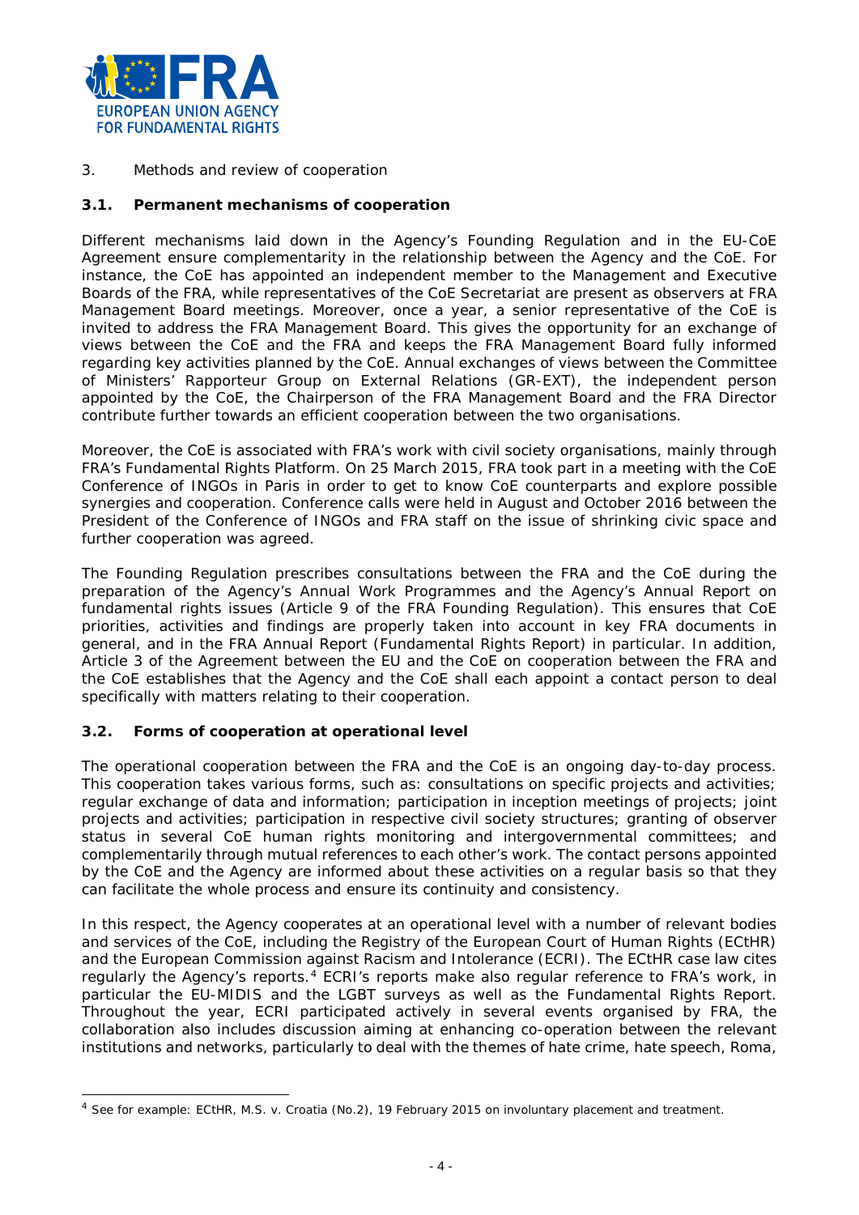## 3. Methods and review of cooperation

### 3.1. Permanent mechanisms of cooperation

Different mechanisms laid down in the Agency's Founding Regulation and in the EU-CoE Agreement ensure complementarity in the relationship between the Agency and the CoE. For instance, the CoE has appointed an independent member to the Management and Executive Boards of the FRA, while representatives of the CoE Secretariat are present as observers at FRA Management Board meetings. Moreover, once a year, a senior representative of the CoE is invited to address the FRA Management Board. This gives the opportunity for an exchange of views between the CoE and the FRA and keeps the FRA Management Board fully informed regarding key activities planned by the CoE. Annual exchanges of views between the Committee of Ministers' Rapporteur Group on External Relations (GR-EXT), the independent person appointed by the CoE, the Chairperson of the FRA Management Board and the FRA Director contribute further towards an efficient cooperation between the two organisations.

Moreover, the CoE is associated with FRA's work with civil society organisations, mainly through FRA's Fundamental Rights Platform. On 25 March 2015, FRA took part in a meeting with the CoE Conference of INGOs in Paris in order to get to know CoE counterparts and explore possible synergies and cooperation. Conference calls were held in August and October 2016 between the President of the Conference of INGOs and FRA staff on the issue of shrinking civic space and further cooperation was agreed.

The Founding Regulation prescribes consultations between the FRA and the CoE during the preparation of the Agency's Annual Work Programmes and the Agency's Annual Report on fundamental rights issues (Article 9 of the FRA Founding Regulation). This ensures that CoE priorities, activities and findings are properly taken into account in key FRA documents in general, and in the FRA Annual Report (Fundamental Rights Report) in particular. In addition, Article 3 of the Agreement between the EU and the CoE on cooperation between the FRA and the CoE establishes that the Agency and the CoE shall each appoint a contact person to deal specifically with matters relating to their cooperation.

### 3.2. Forms of cooperation at operational level

The operational cooperation between the FRA and the CoE is an ongoing day-to-day process. This cooperation takes various forms, such as: consultations on specific projects and activities; regular exchange of data and information; participation in inception meetings of projects; joint projects and activities; participation in respective civil society structures; granting of observer status in several CoE human rights monitoring and intergovernmental committees; and complementarily through mutual references to each other's work. The contact persons appointed by the CoE and the Agency are informed about these activities on a regular basis so that they can facilitate the whole process and ensure its continuity and consistency.

In this respect, the Agency cooperates at an operational level with a number of relevant bodies and services of the CoE, including the Registry of the European Court of Human Rights (ECtHR) and the European Commission against Racism and Intolerance (ECRI). The ECtHR case law cites regularly the Agency's reports.[4] ECRI's reports make also regular reference to FRA's work, in particular the EU-MIDIS and the LGBT surveys as well as the Fundamental Rights Report. Throughout the year, ECRI participated actively in several events organised by FRA, the collaboration also includes discussion aiming at enhancing co-operation between the relevant institutions and networks, particularly to deal with the themes of hate crime, hate speech, Roma,

---

[4] See for example: ECtHR, *M.S. v. Croatia (No.2)*, 19 February 2015 on involuntary placement and treatment.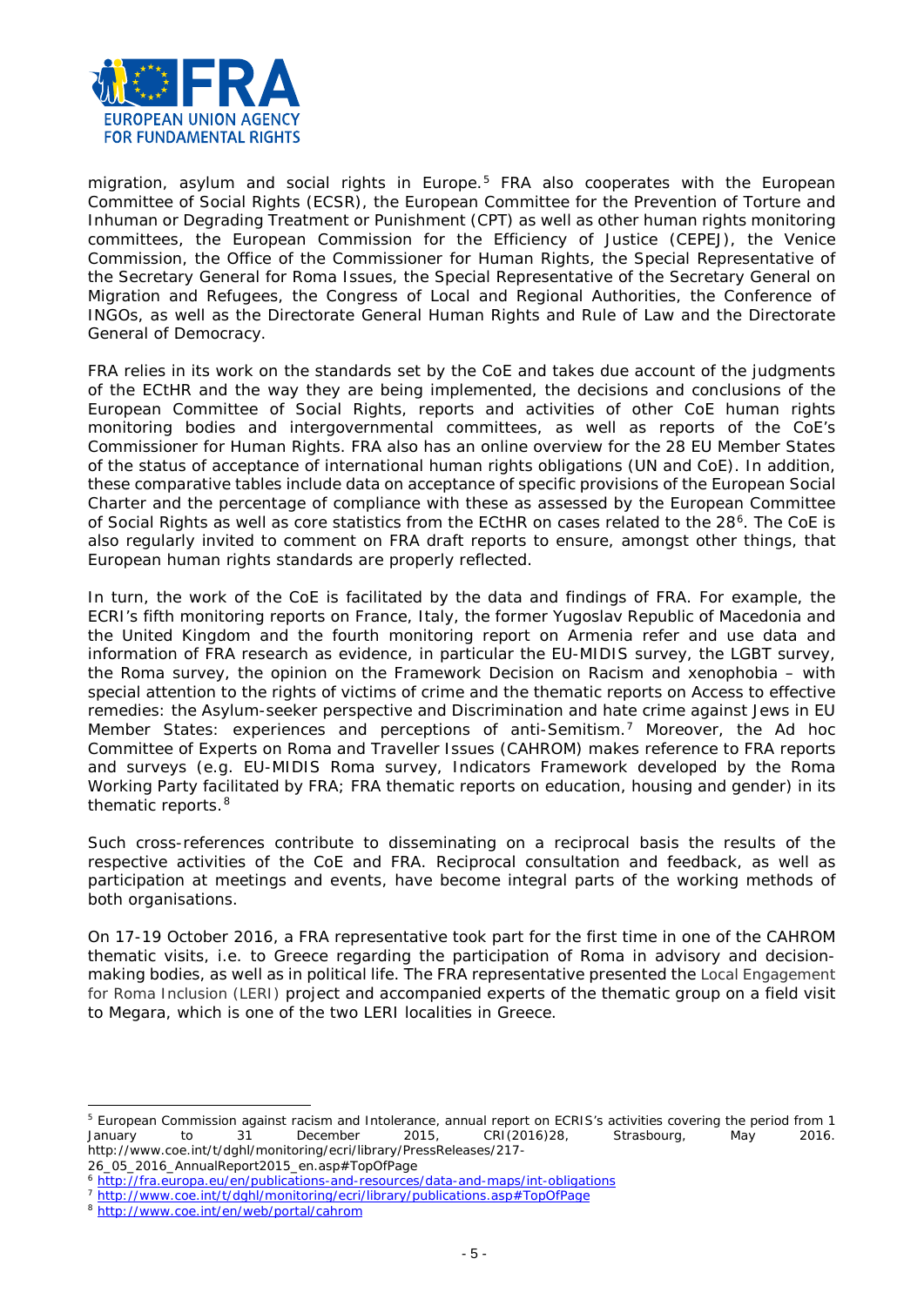migration, asylum and social rights in Europe.[5] FRA also cooperates with the European Committee of Social Rights (ECSR), the European Committee for the Prevention of Torture and Inhuman or Degrading Treatment or Punishment (CPT) as well as other human rights monitoring committees, the European Commission for the Efficiency of Justice (CEPEJ), the Venice Commission, the Office of the Commissioner for Human Rights, the Special Representative of the Secretary General for Roma Issues, the Special Representative of the Secretary General on Migration and Refugees, the Congress of Local and Regional Authorities, the Conference of INGOs, as well as the Directorate General Human Rights and Rule of Law and the Directorate General of Democracy.

FRA relies in its work on the standards set by the CoE and takes due account of the judgments of the ECtHR and the way they are being implemented, the decisions and conclusions of the European Committee of Social Rights, reports and activities of other CoE human rights monitoring bodies and intergovernmental committees, as well as reports of the CoE's Commissioner for Human Rights. FRA also has an online overview for the 28 EU Member States of the status of acceptance of international human rights obligations (UN and CoE). In addition, these comparative tables include data on acceptance of specific provisions of the European Social Charter and the percentage of compliance with these as assessed by the European Committee of Social Rights as well as core statistics from the ECtHR on cases related to the 28[6]. The CoE is also regularly invited to comment on FRA draft reports to ensure, amongst other things, that European human rights standards are properly reflected.

In turn, the work of the CoE is facilitated by the data and findings of FRA. For example, the ECRI's fifth monitoring reports on France, Italy, the former Yugoslav Republic of Macedonia and the United Kingdom and the fourth monitoring report on Armenia refer and use data and information of FRA research as evidence, in particular the EU-MIDIS survey, the LGBT survey, the Roma survey, the opinion on the Framework Decision on Racism and xenophobia – with special attention to the rights of victims of crime and the thematic reports on Access to effective remedies: the Asylum-seeker perspective and Discrimination and hate crime against Jews in EU Member States: experiences and perceptions of anti-Semitism.[7] Moreover, the Ad hoc Committee of Experts on Roma and Traveller Issues (CAHROM) makes reference to FRA reports and surveys (e.g. EU-MIDIS Roma survey, Indicators Framework developed by the Roma Working Party facilitated by FRA; FRA thematic reports on education, housing and gender) in its thematic reports.[8]

Such cross-references contribute to disseminating on a reciprocal basis the results of the respective activities of the CoE and FRA. Reciprocal consultation and feedback, as well as participation at meetings and events, have become integral parts of the working methods of both organisations.

On 17-19 October 2016, a FRA representative took part for the first time in one of the CAHROM thematic visits, i.e. to Greece regarding the participation of Roma in advisory and decision-making bodies, as well as in political life. The FRA representative presented the Local Engagement for Roma Inclusion (LERI) project and accompanied experts of the thematic group on a field visit to Megara, which is one of the two LERI localities in Greece.

---

[5] European Commission against racism and Intolerance, annual report on ECRIS's activities covering the period from 1 January to 31 December 2015, CRI(2016)28, Strasbourg, May 2016. http://www.coe.int/t/dghl/monitoring/ecri/library/PressReleases/217-26_05_2016_AnnualReport2015_en.asp#TopOfPage

[6] http://fra.europa.eu/en/publications-and-resources/data-and-maps/int-obligations

[7] http://www.coe.int/t/dghl/monitoring/ecri/library/publications.asp#TopOfPage

[8] http://www.coe.int/en/web/portal/cahrom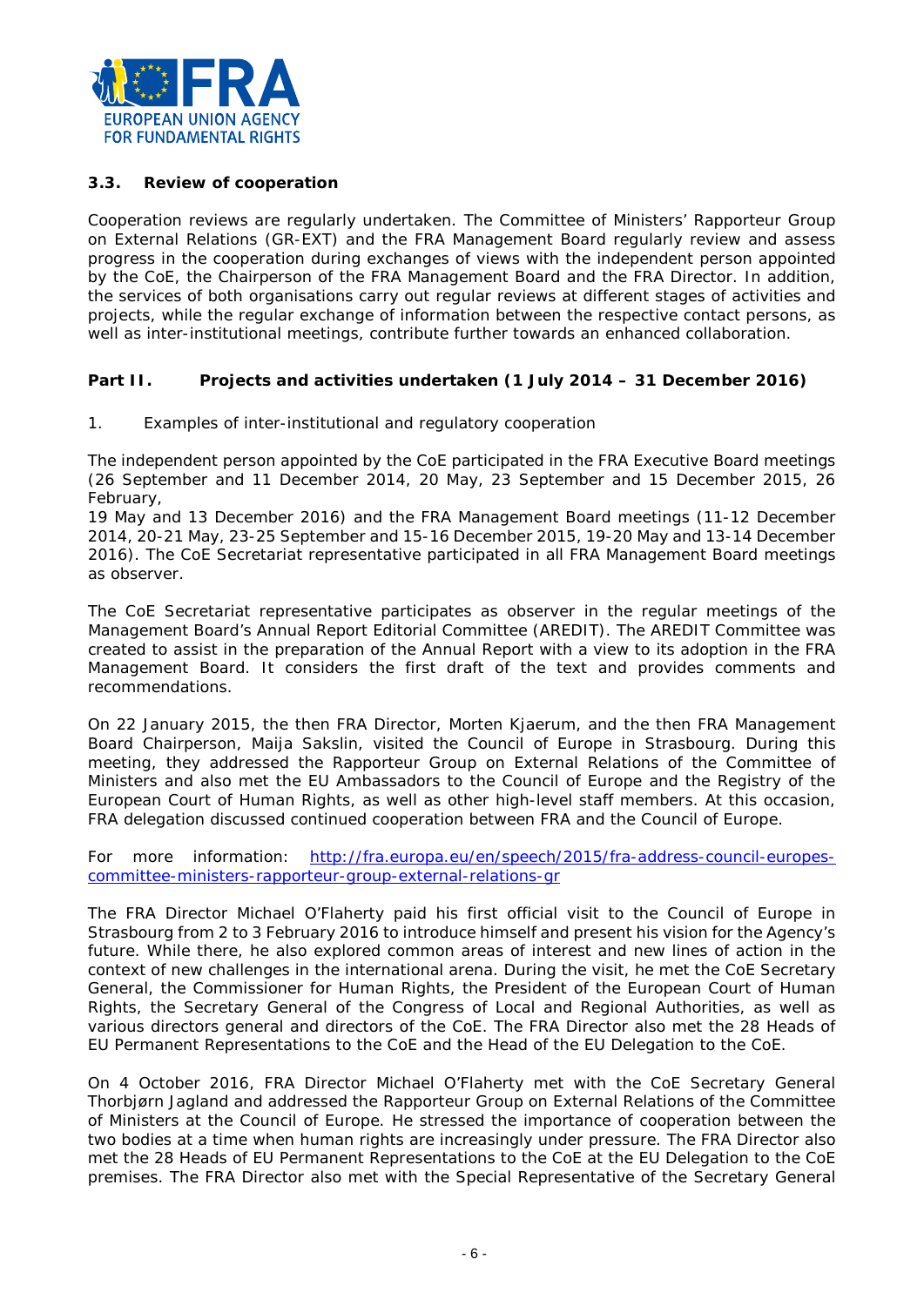### 3.3. Review of cooperation

Cooperation reviews are regularly undertaken. The Committee of Ministers' Rapporteur Group on External Relations (GR-EXT) and the FRA Management Board regularly review and assess progress in the cooperation during exchanges of views with the independent person appointed by the CoE, the Chairperson of the FRA Management Board and the FRA Director. In addition, the services of both organisations carry out regular reviews at different stages of activities and projects, while the regular exchange of information between the respective contact persons, as well as inter-institutional meetings, contribute further towards an enhanced collaboration.

## Part II. Projects and activities undertaken (1 July 2014 – 31 December 2016)

1. Examples of inter-institutional and regulatory cooperation

The independent person appointed by the CoE participated in the FRA Executive Board meetings (26 September and 11 December 2014, 20 May, 23 September and 15 December 2015, 26 February,
19 May and 13 December 2016) and the FRA Management Board meetings (11-12 December 2014, 20-21 May, 23-25 September and 15-16 December 2015, 19-20 May and 13-14 December 2016). The CoE Secretariat representative participated in all FRA Management Board meetings as observer.

The CoE Secretariat representative participates as observer in the regular meetings of the Management Board's Annual Report Editorial Committee (AREDIT). The AREDIT Committee was created to assist in the preparation of the Annual Report with a view to its adoption in the FRA Management Board. It considers the first draft of the text and provides comments and recommendations.

On 22 January 2015, the then FRA Director, Morten Kjaerum, and the then FRA Management Board Chairperson, Maija Sakslin, visited the Council of Europe in Strasbourg. During this meeting, they addressed the Rapporteur Group on External Relations of the Committee of Ministers and also met the EU Ambassadors to the Council of Europe and the Registry of the European Court of Human Rights, as well as other high-level staff members. At this occasion, FRA delegation discussed continued cooperation between FRA and the Council of Europe.

For more information: [http://fra.europa.eu/en/speech/2015/fra-address-council-europes-committee-ministers-rapporteur-group-external-relations-gr](http://fra.europa.eu/en/speech/2015/fra-address-council-europes-committee-ministers-rapporteur-group-external-relations-gr)

The FRA Director Michael O'Flaherty paid his first official visit to the Council of Europe in Strasbourg from 2 to 3 February 2016 to introduce himself and present his vision for the Agency's future. While there, he also explored common areas of interest and new lines of action in the context of new challenges in the international arena. During the visit, he met the CoE Secretary General, the Commissioner for Human Rights, the President of the European Court of Human Rights, the Secretary General of the Congress of Local and Regional Authorities, as well as various directors general and directors of the CoE. The FRA Director also met the 28 Heads of EU Permanent Representations to the CoE and the Head of the EU Delegation to the CoE.

On 4 October 2016, FRA Director Michael O'Flaherty met with the CoE Secretary General Thorbjørn Jagland and addressed the Rapporteur Group on External Relations of the Committee of Ministers at the Council of Europe. He stressed the importance of cooperation between the two bodies at a time when human rights are increasingly under pressure. The FRA Director also met the 28 Heads of EU Permanent Representations to the CoE at the EU Delegation to the CoE premises. The FRA Director also met with the Special Representative of the Secretary General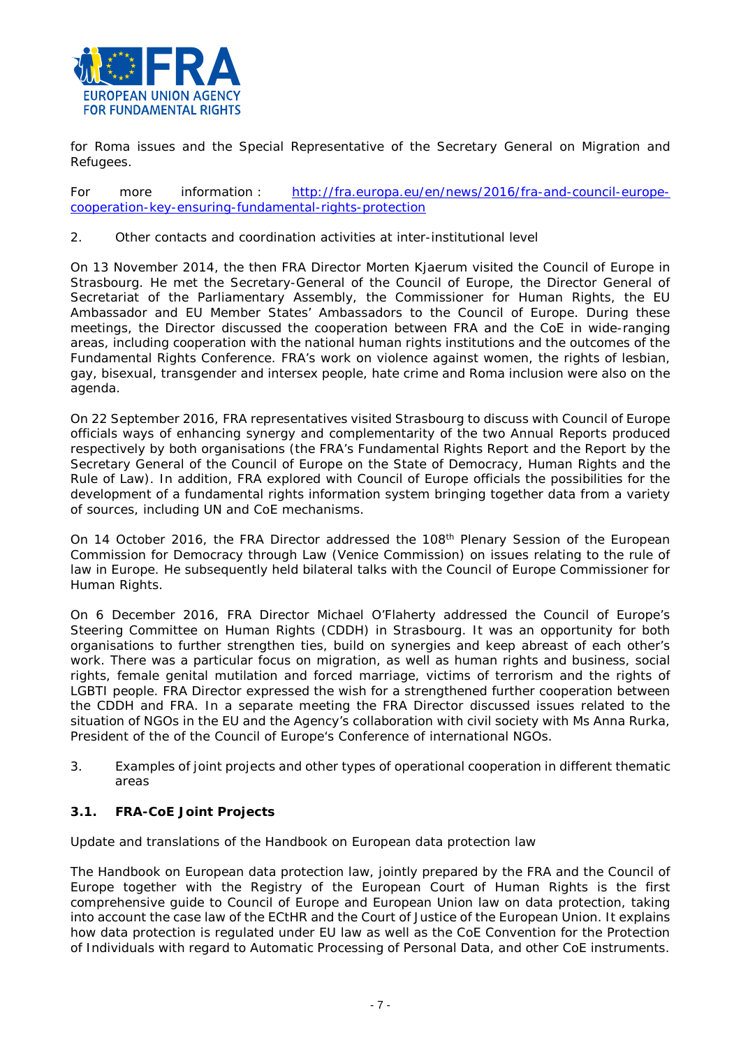for Roma issues and the Special Representative of the Secretary General on Migration and Refugees.

For more information : http://fra.europa.eu/en/news/2016/fra-and-council-europe-cooperation-key-ensuring-fundamental-rights-protection

2. Other contacts and coordination activities at inter-institutional level

On 13 November 2014, the then FRA Director Morten Kjaerum visited the Council of Europe in Strasbourg. He met the Secretary-General of the Council of Europe, the Director General of Secretariat of the Parliamentary Assembly, the Commissioner for Human Rights, the EU Ambassador and EU Member States' Ambassadors to the Council of Europe. During these meetings, the Director discussed the cooperation between FRA and the CoE in wide-ranging areas, including cooperation with the national human rights institutions and the outcomes of the Fundamental Rights Conference. FRA's work on violence against women, the rights of lesbian, gay, bisexual, transgender and intersex people, hate crime and Roma inclusion were also on the agenda.

On 22 September 2016, FRA representatives visited Strasbourg to discuss with Council of Europe officials ways of enhancing synergy and complementarity of the two Annual Reports produced respectively by both organisations (the FRA's Fundamental Rights Report and the Report by the Secretary General of the Council of Europe on the State of Democracy, Human Rights and the Rule of Law). In addition, FRA explored with Council of Europe officials the possibilities for the development of a fundamental rights information system bringing together data from a variety of sources, including UN and CoE mechanisms.

On 14 October 2016, the FRA Director addressed the 108th Plenary Session of the European Commission for Democracy through Law (Venice Commission) on issues relating to the rule of law in Europe. He subsequently held bilateral talks with the Council of Europe Commissioner for Human Rights.

On 6 December 2016, FRA Director Michael O'Flaherty addressed the Council of Europe's Steering Committee on Human Rights (CDDH) in Strasbourg. It was an opportunity for both organisations to further strengthen ties, build on synergies and keep abreast of each other's work. There was a particular focus on migration, as well as human rights and business, social rights, female genital mutilation and forced marriage, victims of terrorism and the rights of LGBTI people. FRA Director expressed the wish for a strengthened further cooperation between the CDDH and FRA. In a separate meeting the FRA Director discussed issues related to the situation of NGOs in the EU and the Agency's collaboration with civil society with Ms Anna Rurka, President of the of the Council of Europe's Conference of international NGOs.

3. Examples of joint projects and other types of operational cooperation in different thematic areas

### 3.1. FRA-CoE Joint Projects

Update and translations of the Handbook on European data protection law

The Handbook on European data protection law, jointly prepared by the FRA and the Council of Europe together with the Registry of the European Court of Human Rights is the first comprehensive guide to Council of Europe and European Union law on data protection, taking into account the case law of the ECtHR and the Court of Justice of the European Union. It explains how data protection is regulated under EU law as well as the CoE Convention for the Protection of Individuals with regard to Automatic Processing of Personal Data, and other CoE instruments.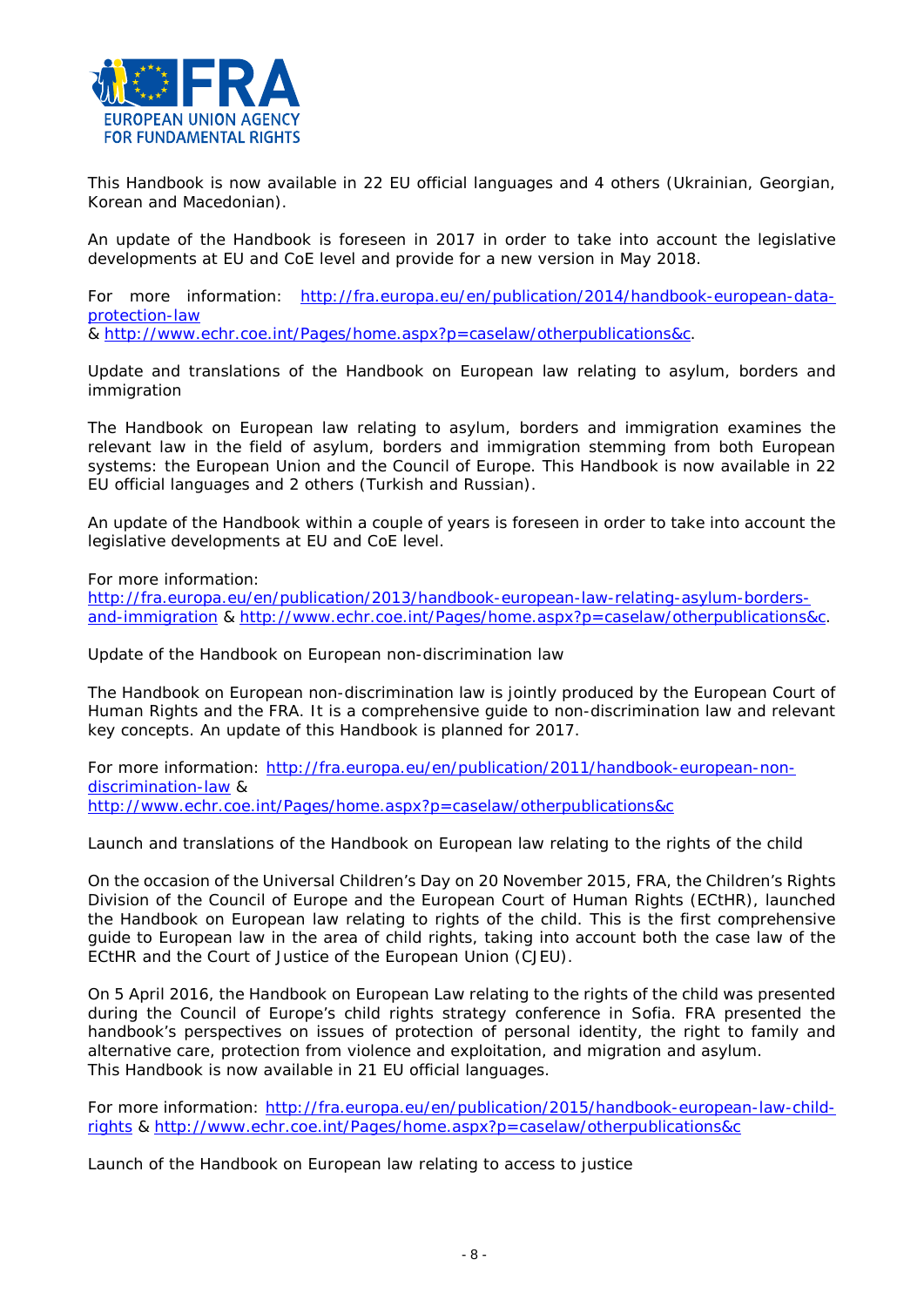This Handbook is now available in 22 EU official languages and 4 others (Ukrainian, Georgian, Korean and Macedonian).

An update of the Handbook is foreseen in 2017 in order to take into account the legislative developments at EU and CoE level and provide for a new version in May 2018.

For more information: [http://fra.europa.eu/en/publication/2014/handbook-european-data-protection-law](http://fra.europa.eu/en/publication/2014/handbook-european-data-protection-law) & [http://www.echr.coe.int/Pages/home.aspx?p=caselaw/otherpublications&c](http://www.echr.coe.int/Pages/home.aspx?p=caselaw/otherpublications&c).

Update and translations of the Handbook on European law relating to asylum, borders and immigration

The Handbook on European law relating to asylum, borders and immigration examines the relevant law in the field of asylum, borders and immigration stemming from both European systems: the European Union and the Council of Europe. This Handbook is now available in 22 EU official languages and 2 others (Turkish and Russian).

An update of the Handbook within a couple of years is foreseen in order to take into account the legislative developments at EU and CoE level.

For more information: [http://fra.europa.eu/en/publication/2013/handbook-european-law-relating-asylum-borders-and-immigration](http://fra.europa.eu/en/publication/2013/handbook-european-law-relating-asylum-borders-and-immigration) & [http://www.echr.coe.int/Pages/home.aspx?p=caselaw/otherpublications&c](http://www.echr.coe.int/Pages/home.aspx?p=caselaw/otherpublications&c).

Update of the Handbook on European non-discrimination law

The Handbook on European non-discrimination law is jointly produced by the European Court of Human Rights and the FRA. It is a comprehensive guide to non-discrimination law and relevant key concepts. An update of this Handbook is planned for 2017.

For more information: [http://fra.europa.eu/en/publication/2011/handbook-european-non-discrimination-law](http://fra.europa.eu/en/publication/2011/handbook-european-non-discrimination-law) & [http://www.echr.coe.int/Pages/home.aspx?p=caselaw/otherpublications&c](http://www.echr.coe.int/Pages/home.aspx?p=caselaw/otherpublications&c)

Launch and translations of the Handbook on European law relating to the rights of the child

On the occasion of the Universal Children's Day on 20 November 2015, FRA, the Children's Rights Division of the Council of Europe and the European Court of Human Rights (ECtHR), launched the Handbook on European law relating to rights of the child. This is the first comprehensive guide to European law in the area of child rights, taking into account both the case law of the ECtHR and the Court of Justice of the European Union (CJEU).

On 5 April 2016, the Handbook on European Law relating to the rights of the child was presented during the Council of Europe's child rights strategy conference in Sofia. FRA presented the handbook's perspectives on issues of protection of personal identity, the right to family and alternative care, protection from violence and exploitation, and migration and asylum.
This Handbook is now available in 21 EU official languages.

For more information: [http://fra.europa.eu/en/publication/2015/handbook-european-law-child-rights](http://fra.europa.eu/en/publication/2015/handbook-european-law-child-rights) & [http://www.echr.coe.int/Pages/home.aspx?p=caselaw/otherpublications&c](http://www.echr.coe.int/Pages/home.aspx?p=caselaw/otherpublications&c)

Launch of the Handbook on European law relating to access to justice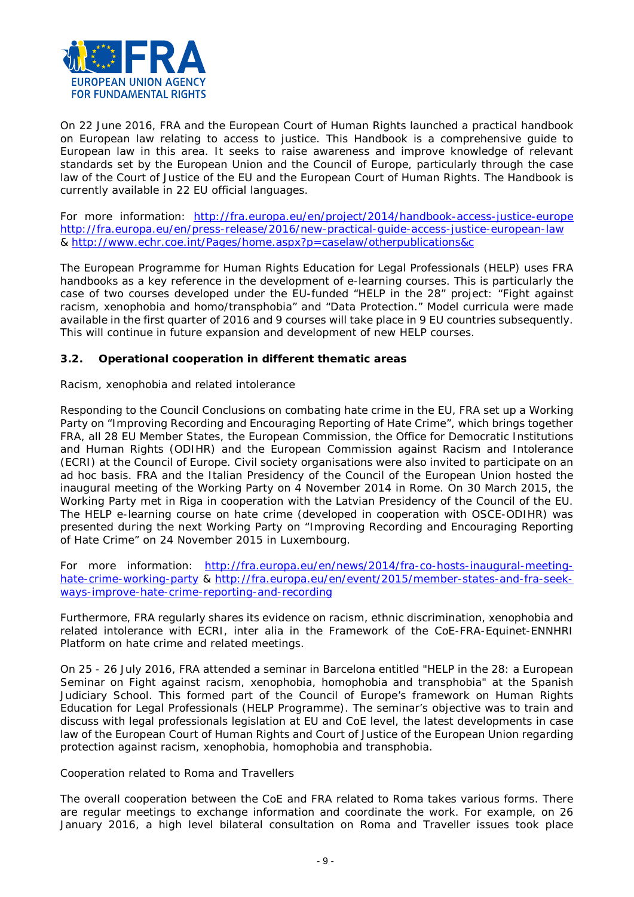On 22 June 2016, FRA and the European Court of Human Rights launched a practical handbook on European law relating to access to justice. This Handbook is a comprehensive guide to European law in this area. It seeks to raise awareness and improve knowledge of relevant standards set by the European Union and the Council of Europe, particularly through the case law of the Court of Justice of the EU and the European Court of Human Rights. The Handbook is currently available in 22 EU official languages.

For more information: http://fra.europa.eu/en/project/2014/handbook-access-justice-europe http://fra.europa.eu/en/press-release/2016/new-practical-guide-access-justice-european-law & http://www.echr.coe.int/Pages/home.aspx?p=caselaw/otherpublications&c

The European Programme for Human Rights Education for Legal Professionals (HELP) uses FRA handbooks as a key reference in the development of e-learning courses. This is particularly the case of two courses developed under the EU-funded "HELP in the 28" project: "Fight against racism, xenophobia and homo/transphobia" and "Data Protection." Model curricula were made available in the first quarter of 2016 and 9 courses will take place in 9 EU countries subsequently. This will continue in future expansion and development of new HELP courses.

### 3.2. Operational cooperation in different thematic areas

*Racism, xenophobia and related intolerance*

Responding to the Council Conclusions on combating hate crime in the EU, FRA set up a Working Party on "Improving Recording and Encouraging Reporting of Hate Crime", which brings together FRA, all 28 EU Member States, the European Commission, the Office for Democratic Institutions and Human Rights (ODIHR) and the European Commission against Racism and Intolerance (ECRI) at the Council of Europe. Civil society organisations were also invited to participate on an ad hoc basis. FRA and the Italian Presidency of the Council of the European Union hosted the inaugural meeting of the Working Party on 4 November 2014 in Rome. On 30 March 2015, the Working Party met in Riga in cooperation with the Latvian Presidency of the Council of the EU. The HELP e-learning course on hate crime (developed in cooperation with OSCE-ODIHR) was presented during the next Working Party on "Improving Recording and Encouraging Reporting of Hate Crime" on 24 November 2015 in Luxembourg.

For more information: http://fra.europa.eu/en/news/2014/fra-co-hosts-inaugural-meeting-hate-crime-working-party & http://fra.europa.eu/en/event/2015/member-states-and-fra-seek-ways-improve-hate-crime-reporting-and-recording

Furthermore, FRA regularly shares its evidence on racism, ethnic discrimination, xenophobia and related intolerance with ECRI, inter alia in the Framework of the CoE-FRA-Equinet-ENNHRI Platform on hate crime and related meetings.

On 25 - 26 July 2016, FRA attended a seminar in Barcelona entitled "HELP in the 28: a European Seminar on Fight against racism, xenophobia, homophobia and transphobia" at the Spanish Judiciary School. This formed part of the Council of Europe's framework on Human Rights Education for Legal Professionals (HELP Programme). The seminar's objective was to train and discuss with legal professionals legislation at EU and CoE level, the latest developments in case law of the European Court of Human Rights and Court of Justice of the European Union regarding protection against racism, xenophobia, homophobia and transphobia.

*Cooperation related to Roma and Travellers*

The overall cooperation between the CoE and FRA related to Roma takes various forms. There are regular meetings to exchange information and coordinate the work. For example, on 26 January 2016, a high level bilateral consultation on Roma and Traveller issues took place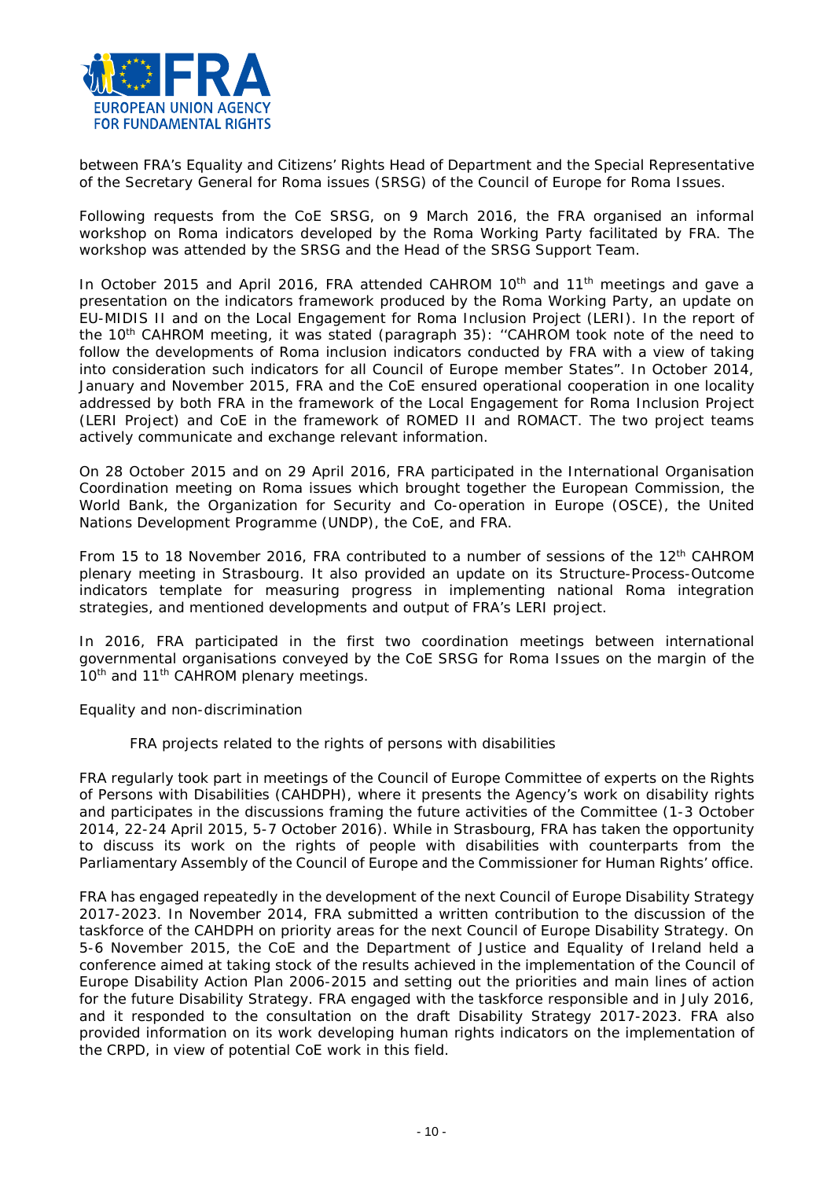between FRA's Equality and Citizens' Rights Head of Department and the Special Representative of the Secretary General for Roma issues (SRSG) of the Council of Europe for Roma Issues.

Following requests from the CoE SRSG, on 9 March 2016, the FRA organised an informal workshop on Roma indicators developed by the Roma Working Party facilitated by FRA. The workshop was attended by the SRSG and the Head of the SRSG Support Team.

In October 2015 and April 2016, FRA attended CAHROM 10th and 11th meetings and gave a presentation on the indicators framework produced by the Roma Working Party, an update on EU-MIDIS II and on the Local Engagement for Roma Inclusion Project (LERI). In the report of the 10th CAHROM meeting, it was stated (paragraph 35): "CAHROM took note of the need to follow the developments of Roma inclusion indicators conducted by FRA with a view of taking into consideration such indicators for all Council of Europe member States". In October 2014, January and November 2015, FRA and the CoE ensured operational cooperation in one locality addressed by both FRA in the framework of the Local Engagement for Roma Inclusion Project (LERI Project) and CoE in the framework of ROMED II and ROMACT. The two project teams actively communicate and exchange relevant information.

On 28 October 2015 and on 29 April 2016, FRA participated in the International Organisation Coordination meeting on Roma issues which brought together the European Commission, the World Bank, the Organization for Security and Co-operation in Europe (OSCE), the United Nations Development Programme (UNDP), the CoE, and FRA.

From 15 to 18 November 2016, FRA contributed to a number of sessions of the 12th CAHROM plenary meeting in Strasbourg. It also provided an update on its Structure-Process-Outcome indicators template for measuring progress in implementing national Roma integration strategies, and mentioned developments and output of FRA's LERI project.

In 2016, FRA participated in the first two coordination meetings between international governmental organisations conveyed by the CoE SRSG for Roma Issues on the margin of the 10th and 11th CAHROM plenary meetings.

*Equality and non-discrimination*

*FRA projects related to the rights of persons with disabilities*

FRA regularly took part in meetings of the Council of Europe Committee of experts on the Rights of Persons with Disabilities (CAHDPH), where it presents the Agency's work on disability rights and participates in the discussions framing the future activities of the Committee (1-3 October 2014, 22-24 April 2015, 5-7 October 2016). While in Strasbourg, FRA has taken the opportunity to discuss its work on the rights of people with disabilities with counterparts from the Parliamentary Assembly of the Council of Europe and the Commissioner for Human Rights' office.

FRA has engaged repeatedly in the development of the next Council of Europe Disability Strategy 2017-2023. In November 2014, FRA submitted a written contribution to the discussion of the taskforce of the CAHDPH on priority areas for the next Council of Europe Disability Strategy. On 5-6 November 2015, the CoE and the Department of Justice and Equality of Ireland held a conference aimed at taking stock of the results achieved in the implementation of the Council of Europe Disability Action Plan 2006-2015 and setting out the priorities and main lines of action for the future Disability Strategy. FRA engaged with the taskforce responsible and in July 2016, and it responded to the consultation on the draft Disability Strategy 2017-2023. FRA also provided information on its work developing human rights indicators on the implementation of the CRPD, in view of potential CoE work in this field.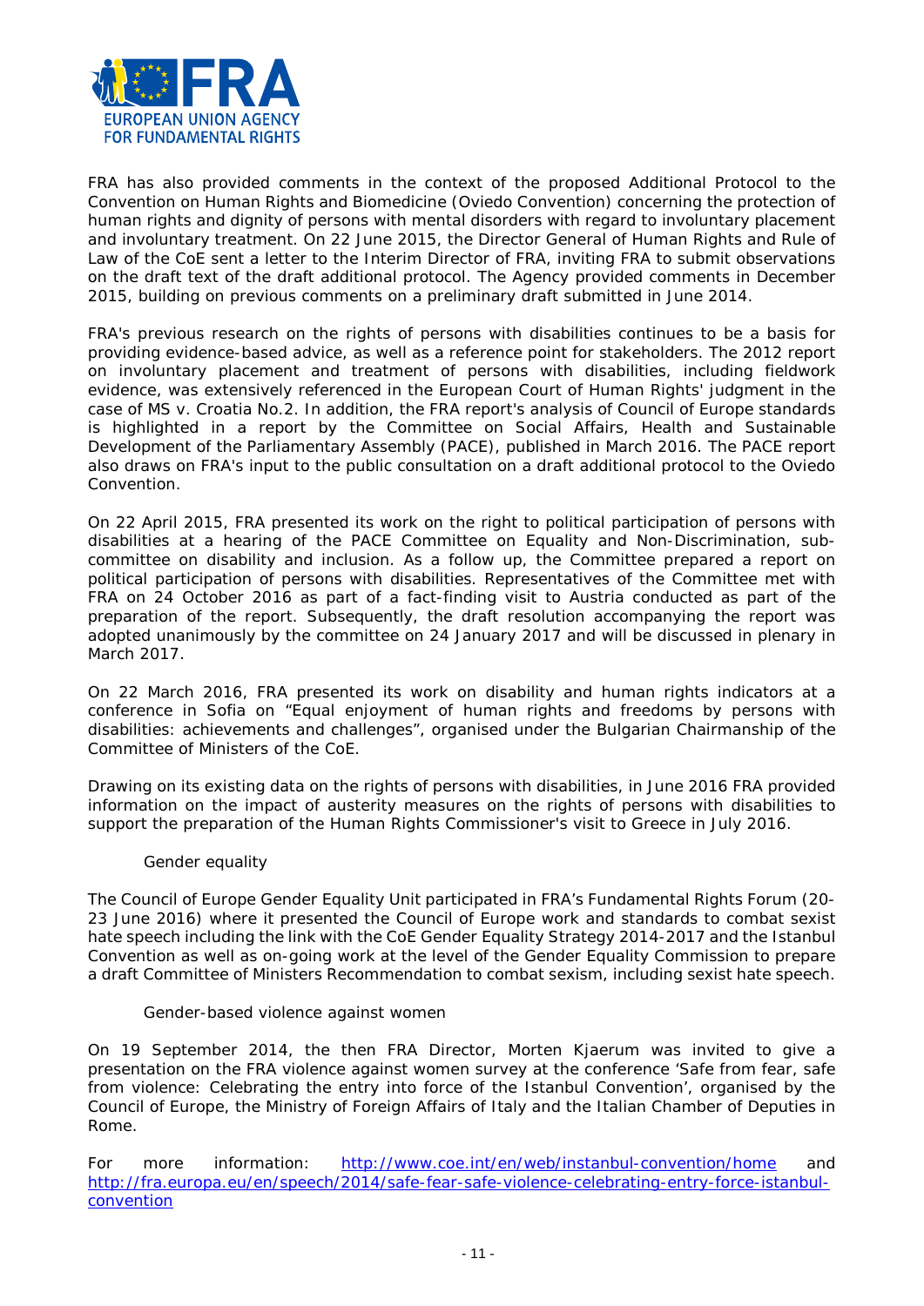FRA has also provided comments in the context of the proposed Additional Protocol to the Convention on Human Rights and Biomedicine (Oviedo Convention) concerning the protection of human rights and dignity of persons with mental disorders with regard to involuntary placement and involuntary treatment. On 22 June 2015, the Director General of Human Rights and Rule of Law of the CoE sent a letter to the Interim Director of FRA, inviting FRA to submit observations on the draft text of the draft additional protocol. The Agency provided comments in December 2015, building on previous comments on a preliminary draft submitted in June 2014.

FRA's previous research on the rights of persons with disabilities continues to be a basis for providing evidence-based advice, as well as a reference point for stakeholders. The 2012 report on involuntary placement and treatment of persons with disabilities, including fieldwork evidence, was extensively referenced in the European Court of Human Rights' judgment in the case of MS v. Croatia No.2. In addition, the FRA report's analysis of Council of Europe standards is highlighted in a report by the Committee on Social Affairs, Health and Sustainable Development of the Parliamentary Assembly (PACE), published in March 2016. The PACE report also draws on FRA's input to the public consultation on a draft additional protocol to the Oviedo Convention.

On 22 April 2015, FRA presented its work on the right to political participation of persons with disabilities at a hearing of the PACE Committee on Equality and Non-Discrimination, sub-committee on disability and inclusion. As a follow up, the Committee prepared a report on political participation of persons with disabilities. Representatives of the Committee met with FRA on 24 October 2016 as part of a fact-finding visit to Austria conducted as part of the preparation of the report. Subsequently, the draft resolution accompanying the report was adopted unanimously by the committee on 24 January 2017 and will be discussed in plenary in March 2017.

On 22 March 2016, FRA presented its work on disability and human rights indicators at a conference in Sofia on "Equal enjoyment of human rights and freedoms by persons with disabilities: achievements and challenges", organised under the Bulgarian Chairmanship of the Committee of Ministers of the CoE.

Drawing on its existing data on the rights of persons with disabilities, in June 2016 FRA provided information on the impact of austerity measures on the rights of persons with disabilities to support the preparation of the Human Rights Commissioner's visit to Greece in July 2016.

### Gender equality

The Council of Europe Gender Equality Unit participated in FRA's Fundamental Rights Forum (20-23 June 2016) where it presented the Council of Europe work and standards to combat sexist hate speech including the link with the CoE Gender Equality Strategy 2014-2017 and the Istanbul Convention as well as on-going work at the level of the Gender Equality Commission to prepare a draft Committee of Ministers Recommendation to combat sexism, including sexist hate speech.

### Gender-based violence against women

On 19 September 2014, the then FRA Director, Morten Kjaerum was invited to give a presentation on the FRA violence against women survey at the conference 'Safe from fear, safe from violence: Celebrating the entry into force of the Istanbul Convention', organised by the Council of Europe, the Ministry of Foreign Affairs of Italy and the Italian Chamber of Deputies in Rome.

For more information: http://www.coe.int/en/web/instanbul-convention/home and http://fra.europa.eu/en/speech/2014/safe-fear-safe-violence-celebrating-entry-force-istanbul-convention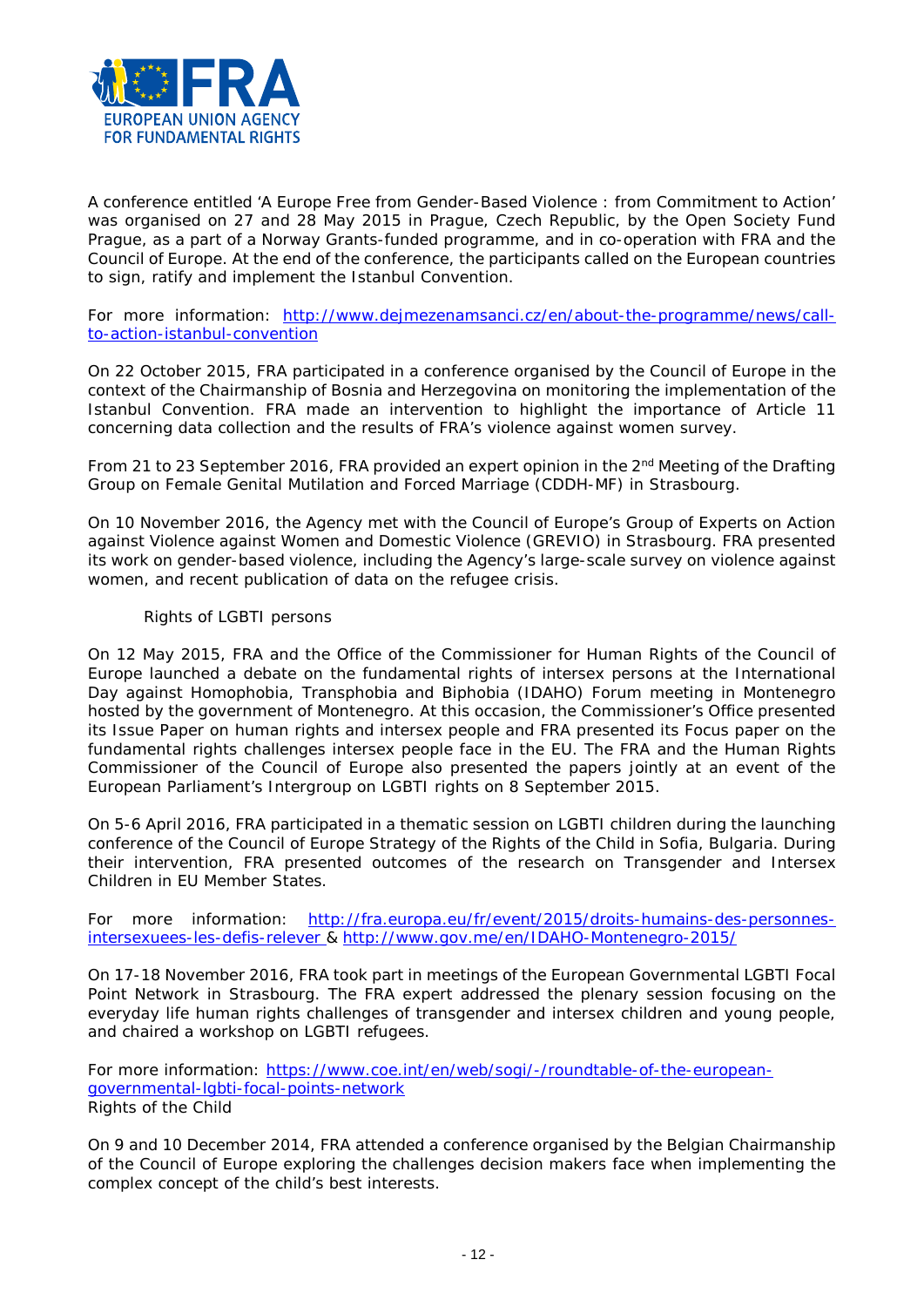A conference entitled 'A Europe Free from Gender-Based Violence : from Commitment to Action' was organised on 27 and 28 May 2015 in Prague, Czech Republic, by the Open Society Fund Prague, as a part of a Norway Grants-funded programme, and in co-operation with FRA and the Council of Europe. At the end of the conference, the participants called on the European countries to sign, ratify and implement the Istanbul Convention.

For more information: [http://www.dejmezenamsanci.cz/en/about-the-programme/news/call-to-action-istanbul-convention](http://www.dejmezenamsanci.cz/en/about-the-programme/news/call-to-action-istanbul-convention)

On 22 October 2015, FRA participated in a conference organised by the Council of Europe in the context of the Chairmanship of Bosnia and Herzegovina on monitoring the implementation of the Istanbul Convention. FRA made an intervention to highlight the importance of Article 11 concerning data collection and the results of FRA's violence against women survey.

From 21 to 23 September 2016, FRA provided an expert opinion in the 2nd Meeting of the Drafting Group on Female Genital Mutilation and Forced Marriage (CDDH-MF) in Strasbourg.

On 10 November 2016, the Agency met with the Council of Europe's Group of Experts on Action against Violence against Women and Domestic Violence (GREVIO) in Strasbourg. FRA presented its work on gender-based violence, including the Agency's large-scale survey on violence against women, and recent publication of data on the refugee crisis.

### Rights of LGBTI persons

On 12 May 2015, FRA and the Office of the Commissioner for Human Rights of the Council of Europe launched a debate on the fundamental rights of intersex persons at the International Day against Homophobia, Transphobia and Biphobia (IDAHO) Forum meeting in Montenegro hosted by the government of Montenegro. At this occasion, the Commissioner's Office presented its Issue Paper on human rights and intersex people and FRA presented its Focus paper on the fundamental rights challenges intersex people face in the EU. The FRA and the Human Rights Commissioner of the Council of Europe also presented the papers jointly at an event of the European Parliament's Intergroup on LGBTI rights on 8 September 2015.

On 5-6 April 2016, FRA participated in a thematic session on LGBTI children during the launching conference of the Council of Europe Strategy of the Rights of the Child in Sofia, Bulgaria. During their intervention, FRA presented outcomes of the research on Transgender and Intersex Children in EU Member States.

For more information: [http://fra.europa.eu/fr/event/2015/droits-humains-des-personnes-intersexuees-les-defis-relever](http://fra.europa.eu/fr/event/2015/droits-humains-des-personnes-intersexuees-les-defis-relever) & [http://www.gov.me/en/IDAHO-Montenegro-2015/](http://www.gov.me/en/IDAHO-Montenegro-2015/)

On 17-18 November 2016, FRA took part in meetings of the European Governmental LGBTI Focal Point Network in Strasbourg. The FRA expert addressed the plenary session focusing on the everyday life human rights challenges of transgender and intersex children and young people, and chaired a workshop on LGBTI refugees.

For more information: [https://www.coe.int/en/web/sogi/-/roundtable-of-the-european-governmental-lgbti-focal-points-network](https://www.coe.int/en/web/sogi/-/roundtable-of-the-european-governmental-lgbti-focal-points-network)

### Rights of the Child

On 9 and 10 December 2014, FRA attended a conference organised by the Belgian Chairmanship of the Council of Europe exploring the challenges decision makers face when implementing the complex concept of the child's best interests.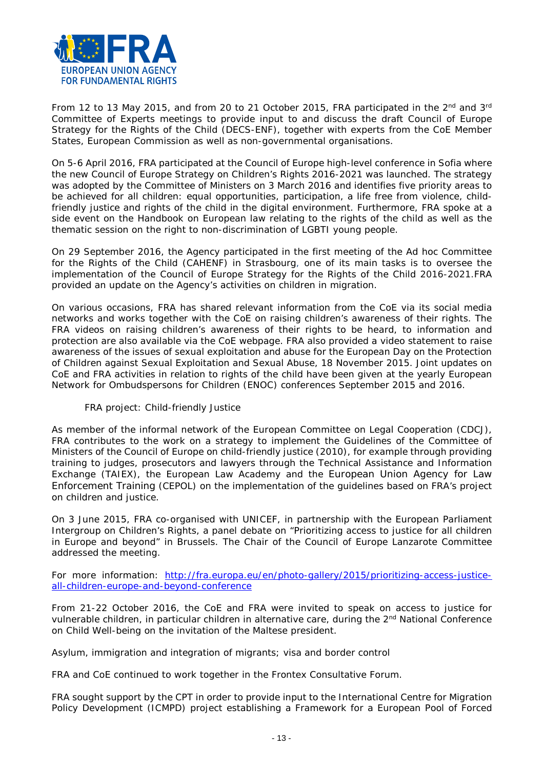From 12 to 13 May 2015, and from 20 to 21 October 2015, FRA participated in the 2nd and 3rd Committee of Experts meetings to provide input to and discuss the draft Council of Europe Strategy for the Rights of the Child (DECS-ENF), together with experts from the CoE Member States, European Commission as well as non-governmental organisations.

On 5-6 April 2016, FRA participated at the Council of Europe high-level conference in Sofia where the new Council of Europe Strategy on Children's Rights 2016-2021 was launched. The strategy was adopted by the Committee of Ministers on 3 March 2016 and identifies five priority areas to be achieved for all children: equal opportunities, participation, a life free from violence, child-friendly justice and rights of the child in the digital environment. Furthermore, FRA spoke at a side event on the Handbook on European law relating to the rights of the child as well as the thematic session on the right to non-discrimination of LGBTI young people.

On 29 September 2016, the Agency participated in the first meeting of the Ad hoc Committee for the Rights of the Child (CAHENF) in Strasbourg, one of its main tasks is to oversee the implementation of the Council of Europe Strategy for the Rights of the Child 2016-2021.FRA provided an update on the Agency's activities on children in migration.

On various occasions, FRA has shared relevant information from the CoE via its social media networks and works together with the CoE on raising children's awareness of their rights. The FRA videos on raising children's awareness of their rights to be heard, to information and protection are also available via the CoE webpage. FRA also provided a video statement to raise awareness of the issues of sexual exploitation and abuse for the European Day on the Protection of Children against Sexual Exploitation and Sexual Abuse, 18 November 2015. Joint updates on CoE and FRA activities in relation to rights of the child have been given at the yearly European Network for Ombudspersons for Children (ENOC) conferences September 2015 and 2016.

*FRA project: Child-friendly Justice*

As member of the informal network of the European Committee on Legal Cooperation (CDCJ), FRA contributes to the work on a strategy to implement the Guidelines of the Committee of Ministers of the Council of Europe on child-friendly justice (2010), for example through providing training to judges, prosecutors and lawyers through the Technical Assistance and Information Exchange (TAIEX), the European Law Academy and the European Union Agency for Law Enforcement Training (CEPOL) on the implementation of the guidelines based on FRA's project on children and justice.

On 3 June 2015, FRA co-organised with UNICEF, in partnership with the European Parliament Intergroup on Children's Rights, a panel debate on "Prioritizing access to justice for all children in Europe and beyond" in Brussels. The Chair of the Council of Europe Lanzarote Committee addressed the meeting.

For more information: [http://fra.europa.eu/en/photo-gallery/2015/prioritizing-access-justice-all-children-europe-and-beyond-conference](http://fra.europa.eu/en/photo-gallery/2015/prioritizing-access-justice-all-children-europe-and-beyond-conference)

From 21-22 October 2016, the CoE and FRA were invited to speak on access to justice for vulnerable children, in particular children in alternative care, during the 2nd National Conference on Child Well-being on the invitation of the Maltese president.

*Asylum, immigration and integration of migrants; visa and border control*

FRA and CoE continued to work together in the Frontex Consultative Forum.

FRA sought support by the CPT in order to provide input to the International Centre for Migration Policy Development (ICMPD) project establishing a Framework for a European Pool of Forced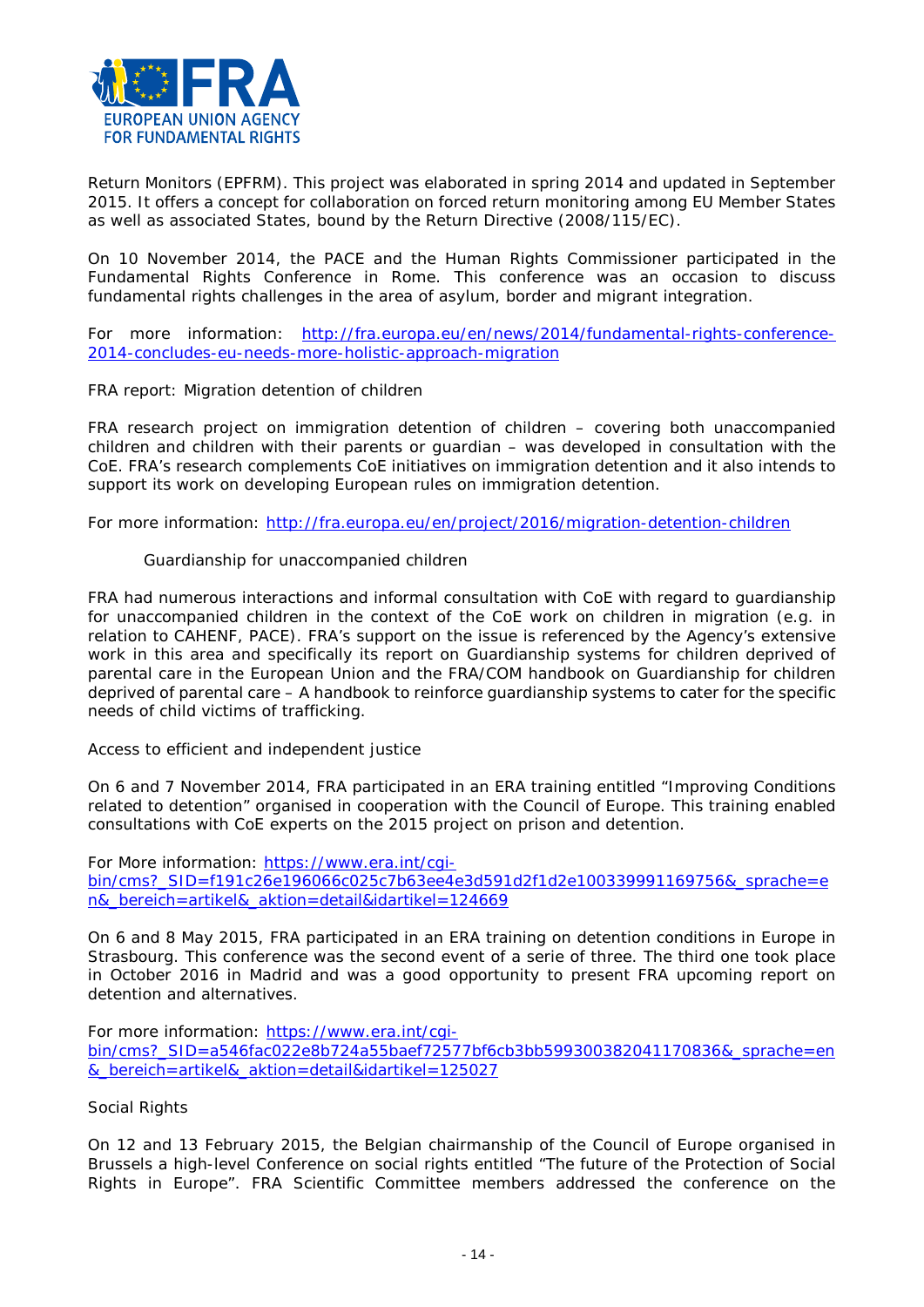Return Monitors (EPFRM). This project was elaborated in spring 2014 and updated in September 2015. It offers a concept for collaboration on forced return monitoring among EU Member States as well as associated States, bound by the Return Directive (2008/115/EC).

On 10 November 2014, the PACE and the Human Rights Commissioner participated in the Fundamental Rights Conference in Rome. This conference was an occasion to discuss fundamental rights challenges in the area of asylum, border and migrant integration.

For more information: [http://fra.europa.eu/en/news/2014/fundamental-rights-conference-2014-concludes-eu-needs-more-holistic-approach-migration](http://fra.europa.eu/en/news/2014/fundamental-rights-conference-2014-concludes-eu-needs-more-holistic-approach-migration)

*FRA report: Migration detention of children*

FRA research project on immigration detention of children – covering both unaccompanied children and children with their parents or guardian – was developed in consultation with the CoE. FRA's research complements CoE initiatives on immigration detention and it also intends to support its work on developing European rules on immigration detention.

For more information: [http://fra.europa.eu/en/project/2016/migration-detention-children](http://fra.europa.eu/en/project/2016/migration-detention-children)

*Guardianship for unaccompanied children*

FRA had numerous interactions and informal consultation with CoE with regard to guardianship for unaccompanied children in the context of the CoE work on children in migration (e.g. in relation to CAHENF, PACE). FRA's support on the issue is referenced by the Agency's extensive work in this area and specifically its report on Guardianship systems for children deprived of parental care in the European Union and the FRA/COM handbook on Guardianship for children deprived of parental care – A handbook to reinforce guardianship systems to cater for the specific needs of child victims of trafficking.

*Access to efficient and independent justice*

On 6 and 7 November 2014, FRA participated in an ERA training entitled "Improving Conditions related to detention" organised in cooperation with the Council of Europe. This training enabled consultations with CoE experts on the 2015 project on prison and detention.

For More information: [https://www.era.int/cgi-bin/cms?_SID=f191c26e196066c025c7b63ee4e3d591d2f1d2e100339991169756&_sprache=en&_bereich=artikel&_aktion=detail&idartikel=124669](https://www.era.int/cgi-bin/cms?_SID=f191c26e196066c025c7b63ee4e3d591d2f1d2e100339991169756&_sprache=en&_bereich=artikel&_aktion=detail&idartikel=124669)

On 6 and 8 May 2015, FRA participated in an ERA training on detention conditions in Europe in Strasbourg. This conference was the second event of a serie of three. The third one took place in October 2016 in Madrid and was a good opportunity to present FRA upcoming report on detention and alternatives.

For more information: [https://www.era.int/cgi-bin/cms?_SID=a546fac022e8b724a55baef72577bf6cb3bb599300382041170836&_sprache=en&_bereich=artikel&_aktion=detail&idartikel=125027](https://www.era.int/cgi-bin/cms?_SID=a546fac022e8b724a55baef72577bf6cb3bb599300382041170836&_sprache=en&_bereich=artikel&_aktion=detail&idartikel=125027)

*Social Rights*

On 12 and 13 February 2015, the Belgian chairmanship of the Council of Europe organised in Brussels a high-level Conference on social rights entitled "The future of the Protection of Social Rights in Europe". FRA Scientific Committee members addressed the conference on the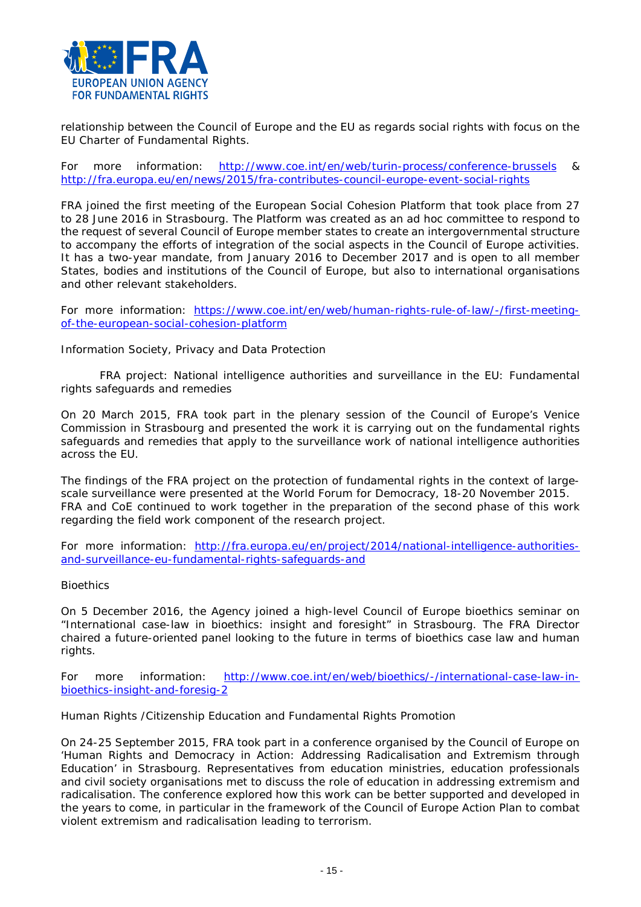relationship between the Council of Europe and the EU as regards social rights with focus on the EU Charter of Fundamental Rights.

For more information: http://www.coe.int/en/web/turin-process/conference-brussels & http://fra.europa.eu/en/news/2015/fra-contributes-council-europe-event-social-rights

FRA joined the first meeting of the European Social Cohesion Platform that took place from 27 to 28 June 2016 in Strasbourg. The Platform was created as an ad hoc committee to respond to the request of several Council of Europe member states to create an intergovernmental structure to accompany the efforts of integration of the social aspects in the Council of Europe activities. It has a two-year mandate, from January 2016 to December 2017 and is open to all member States, bodies and institutions of the Council of Europe, but also to international organisations and other relevant stakeholders.

For more information: https://www.coe.int/en/web/human-rights-rule-of-law/-/first-meeting-of-the-european-social-cohesion-platform

Information Society, Privacy and Data Protection

FRA project: National intelligence authorities and surveillance in the EU: Fundamental rights safeguards and remedies

On 20 March 2015, FRA took part in the plenary session of the Council of Europe's Venice Commission in Strasbourg and presented the work it is carrying out on the fundamental rights safeguards and remedies that apply to the surveillance work of national intelligence authorities across the EU.

The findings of the FRA project on the protection of fundamental rights in the context of large-scale surveillance were presented at the World Forum for Democracy, 18-20 November 2015. FRA and CoE continued to work together in the preparation of the second phase of this work regarding the field work component of the research project.

For more information: http://fra.europa.eu/en/project/2014/national-intelligence-authorities-and-surveillance-eu-fundamental-rights-safeguards-and

Bioethics

On 5 December 2016, the Agency joined a high-level Council of Europe bioethics seminar on "International case-law in bioethics: insight and foresight" in Strasbourg. The FRA Director chaired a future-oriented panel looking to the future in terms of bioethics case law and human rights.

For more information: http://www.coe.int/en/web/bioethics/-/international-case-law-in-bioethics-insight-and-foresig-2

Human Rights /Citizenship Education and Fundamental Rights Promotion

On 24-25 September 2015, FRA took part in a conference organised by the Council of Europe on 'Human Rights and Democracy in Action: Addressing Radicalisation and Extremism through Education' in Strasbourg. Representatives from education ministries, education professionals and civil society organisations met to discuss the role of education in addressing extremism and radicalisation. The conference explored how this work can be better supported and developed in the years to come, in particular in the framework of the Council of Europe Action Plan to combat violent extremism and radicalisation leading to terrorism.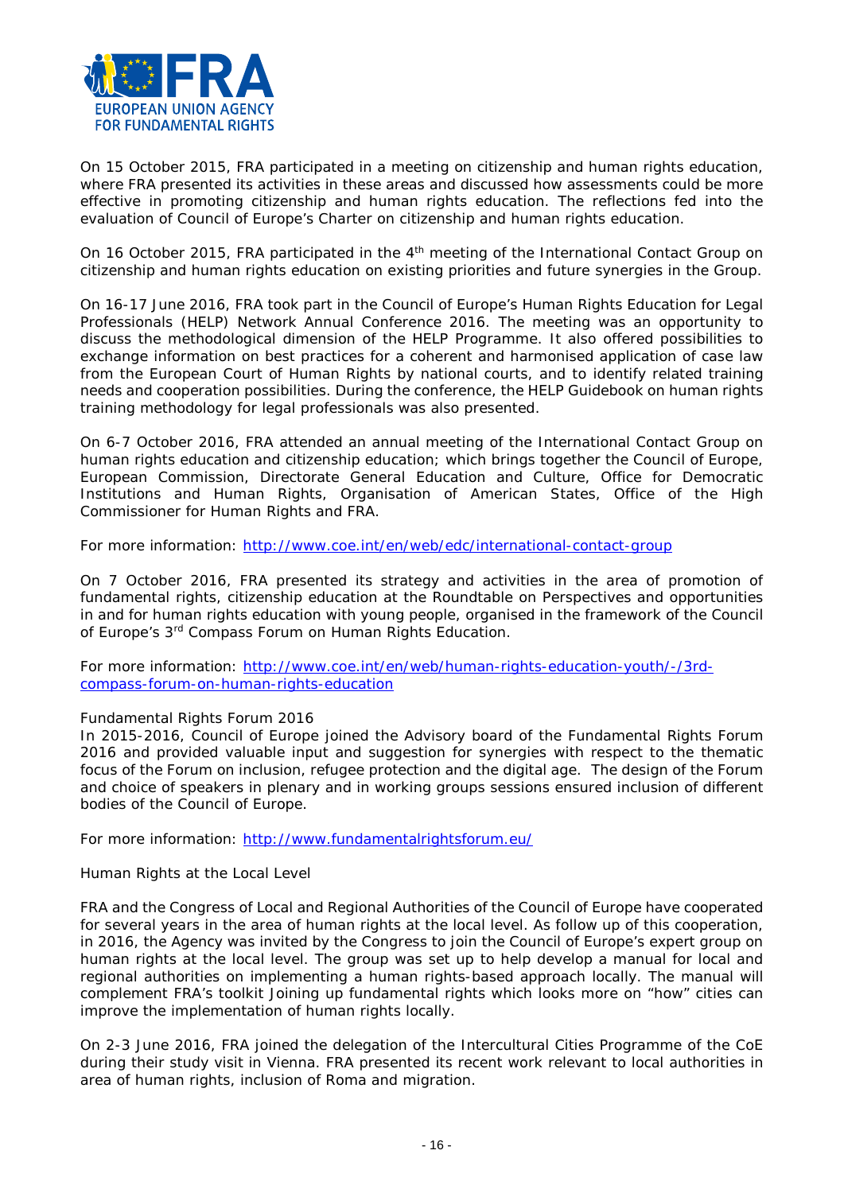On 15 October 2015, FRA participated in a meeting on citizenship and human rights education, where FRA presented its activities in these areas and discussed how assessments could be more effective in promoting citizenship and human rights education. The reflections fed into the evaluation of Council of Europe's Charter on citizenship and human rights education.

On 16 October 2015, FRA participated in the 4th meeting of the International Contact Group on citizenship and human rights education on existing priorities and future synergies in the Group.

On 16-17 June 2016, FRA took part in the Council of Europe's Human Rights Education for Legal Professionals (HELP) Network Annual Conference 2016. The meeting was an opportunity to discuss the methodological dimension of the HELP Programme. It also offered possibilities to exchange information on best practices for a coherent and harmonised application of case law from the European Court of Human Rights by national courts, and to identify related training needs and cooperation possibilities. During the conference, the HELP Guidebook on human rights training methodology for legal professionals was also presented.

On 6-7 October 2016, FRA attended an annual meeting of the International Contact Group on human rights education and citizenship education; which brings together the Council of Europe, European Commission, Directorate General Education and Culture, Office for Democratic Institutions and Human Rights, Organisation of American States, Office of the High Commissioner for Human Rights and FRA.

For more information: http://www.coe.int/en/web/edc/international-contact-group

On 7 October 2016, FRA presented its strategy and activities in the area of promotion of fundamental rights, citizenship education at the Roundtable on Perspectives and opportunities in and for human rights education with young people, organised in the framework of the Council of Europe's 3rd Compass Forum on Human Rights Education.

For more information: http://www.coe.int/en/web/human-rights-education-youth/-/3rd-compass-forum-on-human-rights-education

*Fundamental Rights Forum 2016*

In 2015-2016, Council of Europe joined the Advisory board of the Fundamental Rights Forum 2016 and provided valuable input and suggestion for synergies with respect to the thematic focus of the Forum on inclusion, refugee protection and the digital age. The design of the Forum and choice of speakers in plenary and in working groups sessions ensured inclusion of different bodies of the Council of Europe.

For more information: http://www.fundamentalrightsforum.eu/

*Human Rights at the Local Level*

FRA and the Congress of Local and Regional Authorities of the Council of Europe have cooperated for several years in the area of human rights at the local level. As follow up of this cooperation, in 2016, the Agency was invited by the Congress to join the Council of Europe's expert group on human rights at the local level. The group was set up to help develop a manual for local and regional authorities on implementing a human rights-based approach locally. The manual will complement FRA's toolkit *Joining up fundamental rights* which looks more on "how" cities can improve the implementation of human rights locally.

On 2-3 June 2016, FRA joined the delegation of the Intercultural Cities Programme of the CoE during their study visit in Vienna. FRA presented its recent work relevant to local authorities in area of human rights, inclusion of Roma and migration.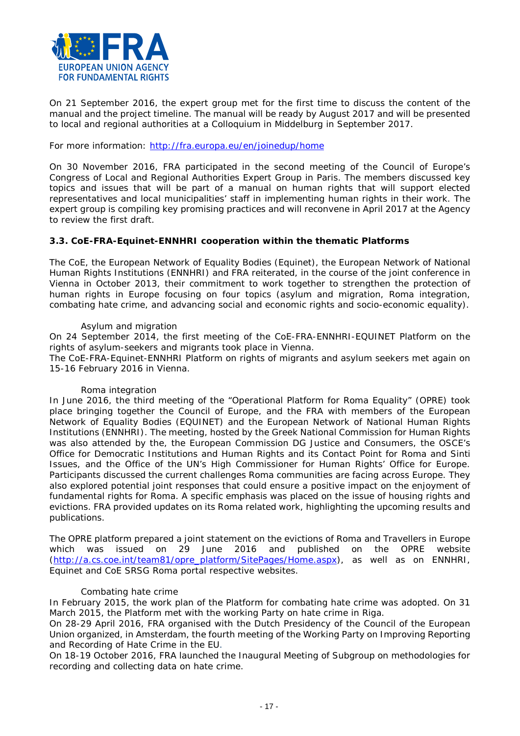On 21 September 2016, the expert group met for the first time to discuss the content of the manual and the project timeline. The manual will be ready by August 2017 and will be presented to local and regional authorities at a Colloquium in Middelburg in September 2017.

For more information: http://fra.europa.eu/en/joinedup/home

On 30 November 2016, FRA participated in the second meeting of the Council of Europe's Congress of Local and Regional Authorities Expert Group in Paris. The members discussed key topics and issues that will be part of a manual on human rights that will support elected representatives and local municipalities' staff in implementing human rights in their work. The expert group is compiling key promising practices and will reconvene in April 2017 at the Agency to review the first draft.

### 3.3. CoE-FRA-Equinet-ENNHRI cooperation within the thematic Platforms

The CoE, the European Network of Equality Bodies (Equinet), the European Network of National Human Rights Institutions (ENNHRI) and FRA reiterated, in the course of the joint conference in Vienna in October 2013, their commitment to work together to strengthen the protection of human rights in Europe focusing on four topics (asylum and migration, Roma integration, combating hate crime, and advancing social and economic rights and socio-economic equality).

*Asylum and migration*

On 24 September 2014, the first meeting of the CoE-FRA-ENNHRI-EQUINET Platform on the rights of asylum-seekers and migrants took place in Vienna.
The CoE-FRA-Equinet-ENNHRI Platform on rights of migrants and asylum seekers met again on 15-16 February 2016 in Vienna.

*Roma integration*

In June 2016, the third meeting of the "Operational Platform for Roma Equality" (OPRE) took place bringing together the Council of Europe, and the FRA with members of the European Network of Equality Bodies (EQUINET) and the European Network of National Human Rights Institutions (ENNHRI). The meeting, hosted by the Greek National Commission for Human Rights was also attended by the, the European Commission DG Justice and Consumers, the OSCE's Office for Democratic Institutions and Human Rights and its Contact Point for Roma and Sinti Issues, and the Office of the UN's High Commissioner for Human Rights' Office for Europe. Participants discussed the current challenges Roma communities are facing across Europe. They also explored potential joint responses that could ensure a positive impact on the enjoyment of fundamental rights for Roma. A specific emphasis was placed on the issue of housing rights and evictions. FRA provided updates on its Roma related work, highlighting the upcoming results and publications.

The OPRE platform prepared a joint statement on the evictions of Roma and Travellers in Europe which was issued on 29 June 2016 and published on the OPRE website (http://a.cs.coe.int/team81/opre_platform/SitePages/Home.aspx), as well as on ENNHRI, Equinet and CoE SRSG Roma portal respective websites.

*Combating hate crime*

In February 2015, the work plan of the Platform for combating hate crime was adopted. On 31 March 2015, the Platform met with the working Party on hate crime in Riga.
On 28-29 April 2016, FRA organised with the Dutch Presidency of the Council of the European Union organized, in Amsterdam, the fourth meeting of the Working Party on Improving Reporting and Recording of Hate Crime in the EU.
On 18-19 October 2016, FRA launched the Inaugural Meeting of Subgroup on methodologies for recording and collecting data on hate crime.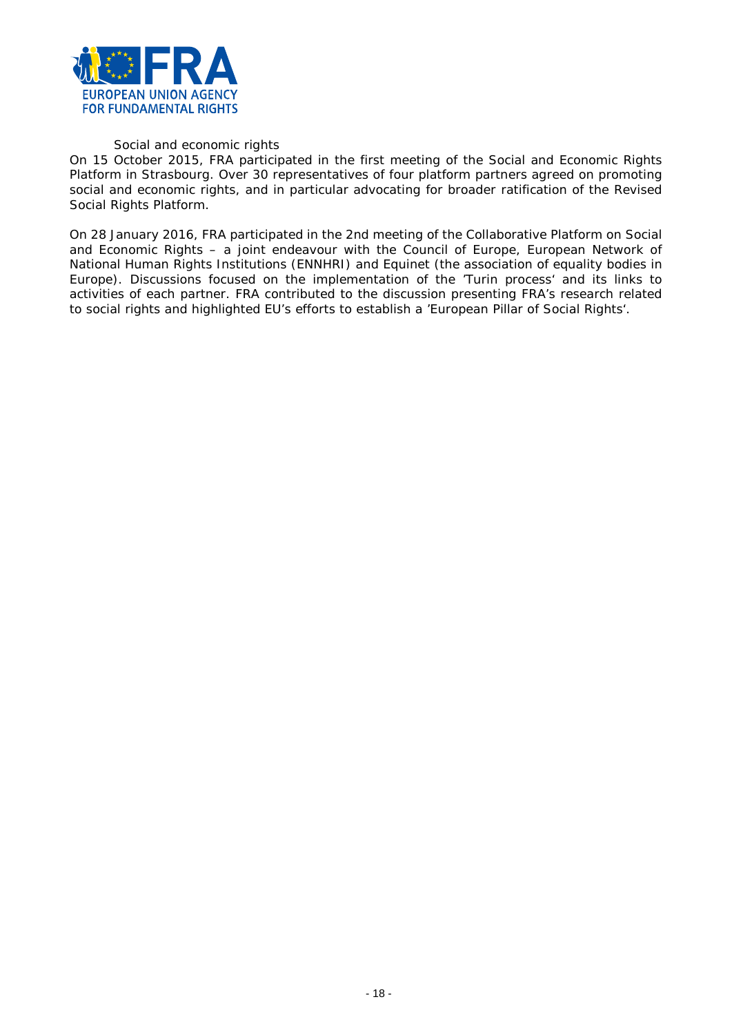Social and economic rights

On 15 October 2015, FRA participated in the first meeting of the Social and Economic Rights Platform in Strasbourg. Over 30 representatives of four platform partners agreed on promoting social and economic rights, and in particular advocating for broader ratification of the Revised Social Rights Platform.

On 28 January 2016, FRA participated in the 2nd meeting of the Collaborative Platform on Social and Economic Rights – a joint endeavour with the Council of Europe, European Network of National Human Rights Institutions (ENNHRI) and Equinet (the association of equality bodies in Europe). Discussions focused on the implementation of the 'Turin process' and its links to activities of each partner. FRA contributed to the discussion presenting FRA's research related to social rights and highlighted EU's efforts to establish a 'European Pillar of Social Rights'.